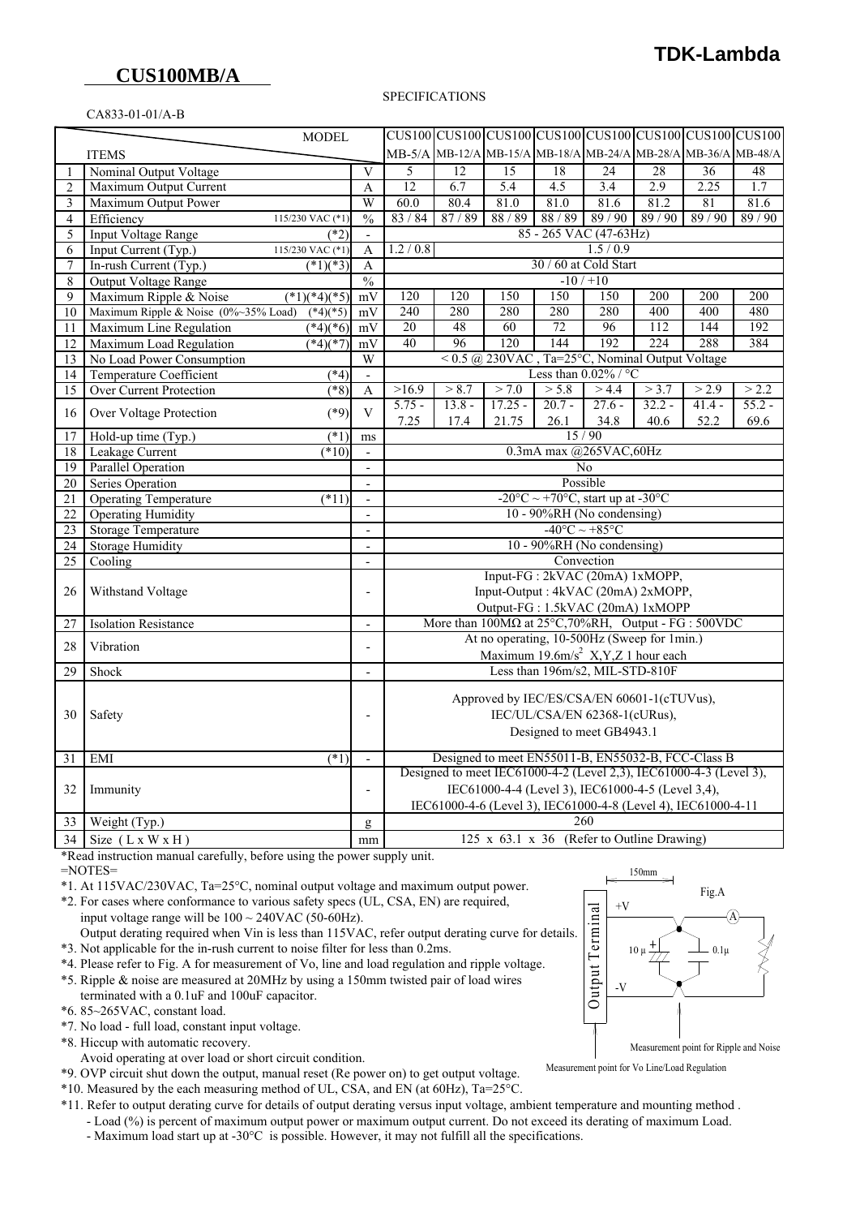# TDK-Lambda

## CUS100MB/A

SPECIFICATIONS

CA833-01-01/A-B

| | ITEMS / MODEL | | Unit | CUS100 MB-5/A | CUS100 MB-12/A | CUS100 MB-15/A | CUS100 MB-18/A | CUS100 MB-24/A | CUS100 MB-28/A | CUS100 MB-36/A | CUS100 MB-48/A |
|---|---|---|---|---|---|---|---|---|---|---|---|
| 1 | Nominal Output Voltage | | V | 5 | 12 | 15 | 18 | 24 | 28 | 36 | 48 |
| 2 | Maximum Output Current | | A | 12 | 6.7 | 5.4 | 4.5 | 3.4 | 2.9 | 2.25 | 1.7 |
| 3 | Maximum Output Power | | W | 60.0 | 80.4 | 81.0 | 81.0 | 81.6 | 81.2 | 81 | 81.6 |
| 4 | Efficiency | 115/230 VAC (*1) | % | 83 / 84 | 87 / 89 | 88 / 89 | 88 / 89 | 89 / 90 | 89 / 90 | 89 / 90 | 89 / 90 |
| 5 | Input Voltage Range | (*2) | - | 85 - 265 VAC (47-63Hz) | | | | | | | |
| 6 | Input Current (Typ.) | 115/230 VAC (*1) | A | 1.2 / 0.8 | 1.5 / 0.9 | | | | | | |
| 7 | In-rush Current (Typ.) | (*1)(*3) | A | 30 / 60 at Cold Start | | | | | | | |
| 8 | Output Voltage Range | | % | -10 / +10 | | | | | | | |
| 9 | Maximum Ripple & Noise | (*1)(*4)(*5) | mV | 120 | 120 | 150 | 150 | 150 | 200 | 200 | 200 |
| 10 | Maximum Ripple & Noise (0%~35% Load) | (*4)(*5) | mV | 240 | 280 | 280 | 280 | 280 | 400 | 400 | 480 |
| 11 | Maximum Line Regulation | (*4)(*6) | mV | 20 | 48 | 60 | 72 | 96 | 112 | 144 | 192 |
| 12 | Maximum Load Regulation | (*4)(*7) | mV | 40 | 96 | 120 | 144 | 192 | 224 | 288 | 384 |
| 13 | No Load Power Consumption | | W | < 0.5 @ 230VAC , Ta=25°C, Nominal Output Voltage | | | | | | | |
| 14 | Temperature Coefficient | (*4) | - | Less than 0.02% / °C | | | | | | | |
| 15 | Over Current Protection | (*8) | A | >16.9 | > 8.7 | > 7.0 | > 5.8 | > 4.4 | > 3.7 | > 2.9 | > 2.2 |
| 16 | Over Voltage Protection | (*9) | V | 5.75 - 7.25 | 13.8 - 17.4 | 17.25 - 21.75 | 20.7 - 26.1 | 27.6 - 34.8 | 32.2 - 40.6 | 41.4 - 52.2 | 55.2 - 69.6 |
| 17 | Hold-up time (Typ.) | (*1) | ms | 15 / 90 | | | | | | | |
| 18 | Leakage Current | (*10) | - | 0.3mA max @265VAC,60Hz | | | | | | | |
| 19 | Parallel Operation | | - | No | | | | | | | |
| 20 | Series Operation | | - | Possible | | | | | | | |
| 21 | Operating Temperature | (*11) | - | -20°C ~ +70°C, start up at -30°C | | | | | | | |
| 22 | Operating Humidity | | - | 10 - 90%RH (No condensing) | | | | | | | |
| 23 | Storage Temperature | | - | -40°C ~ +85°C | | | | | | | |
| 24 | Storage Humidity | | - | 10 - 90%RH (No condensing) | | | | | | | |
| 25 | Cooling | | - | Convection | | | | | | | |
| 26 | Withstand Voltage | | - | Input-FG : 2kVAC (20mA) 1xMOPP, Input-Output : 4kVAC (20mA) 2xMOPP, Output-FG : 1.5kVAC (20mA) 1xMOPP | | | | | | | |
| 27 | Isolation Resistance | | - | More than 100MΩ at 25°C,70%RH, Output - FG : 500VDC | | | | | | | |
| 28 | Vibration | | - | At no operating, 10-500Hz (Sweep for 1min.) Maximum 19.6m/s² X,Y,Z 1 hour each | | | | | | | |
| 29 | Shock | | - | Less than 196m/s2, MIL-STD-810F | | | | | | | |
| 30 | Safety | | - | Approved by IEC/ES/CSA/EN 60601-1(cTUVus), IEC/UL/CSA/EN 62368-1(cURus), Designed to meet GB4943.1 | | | | | | | |
| 31 | EMI | (*1) | - | Designed to meet EN55011-B, EN55032-B, FCC-Class B | | | | | | | |
| 32 | Immunity | | - | Designed to meet IEC61000-4-2 (Level 2,3), IEC61000-4-3 (Level 3), IEC61000-4-4 (Level 3), IEC61000-4-5 (Level 3,4), IEC61000-4-6 (Level 3), IEC61000-4-8 (Level 4), IEC61000-4-11 | | | | | | | |
| 33 | Weight (Typ.) | | g | 260 | | | | | | | |
| 34 | Size (L x W x H) | | mm | 125 x 63.1 x 36 (Refer to Outline Drawing) | | | | | | | |

*Read instruction manual carefully, before using the power supply unit.

=NOTES=

*1. At 115VAC/230VAC, Ta=25°C, nominal output voltage and maximum output power.

*2. For cases where conformance to various safety specs (UL, CSA, EN) are required, input voltage range will be 100 ~ 240VAC (50-60Hz).
Output derating required when Vin is less than 115VAC, refer output derating curve for details.

*3. Not applicable for the in-rush current to noise filter for less than 0.2ms.

*4. Please refer to Fig. A for measurement of Vo, line and load regulation and ripple voltage.

*5. Ripple & noise are measured at 20MHz by using a 150mm twisted pair of load wires terminated with a 0.1uF and 100uF capacitor.

*6. 85~265VAC, constant load.

*7. No load - full load, constant input voltage.

*8. Hiccup with automatic recovery.
Avoid operating at over load or short circuit condition.

*9. OVP circuit shut down the output, manual reset (Re power on) to get output voltage.

*10. Measured by the each measuring method of UL, CSA, and EN (at 60Hz), Ta=25°C.

*11. Refer to output derating curve for details of output derating versus input voltage, ambient temperature and mounting method .
- Load (%) is percent of maximum output power or maximum output current. Do not exceed its derating of maximum Load.
- Maximum load start up at -30°C is possible. However, it may not fulfill all the specifications.

Fig.A

150mm | Output Terminal | +V | -V | 10 μ | 0.1μ | A

Measurement point for Ripple and Noise

Measurement point for Vo Line/Load Regulation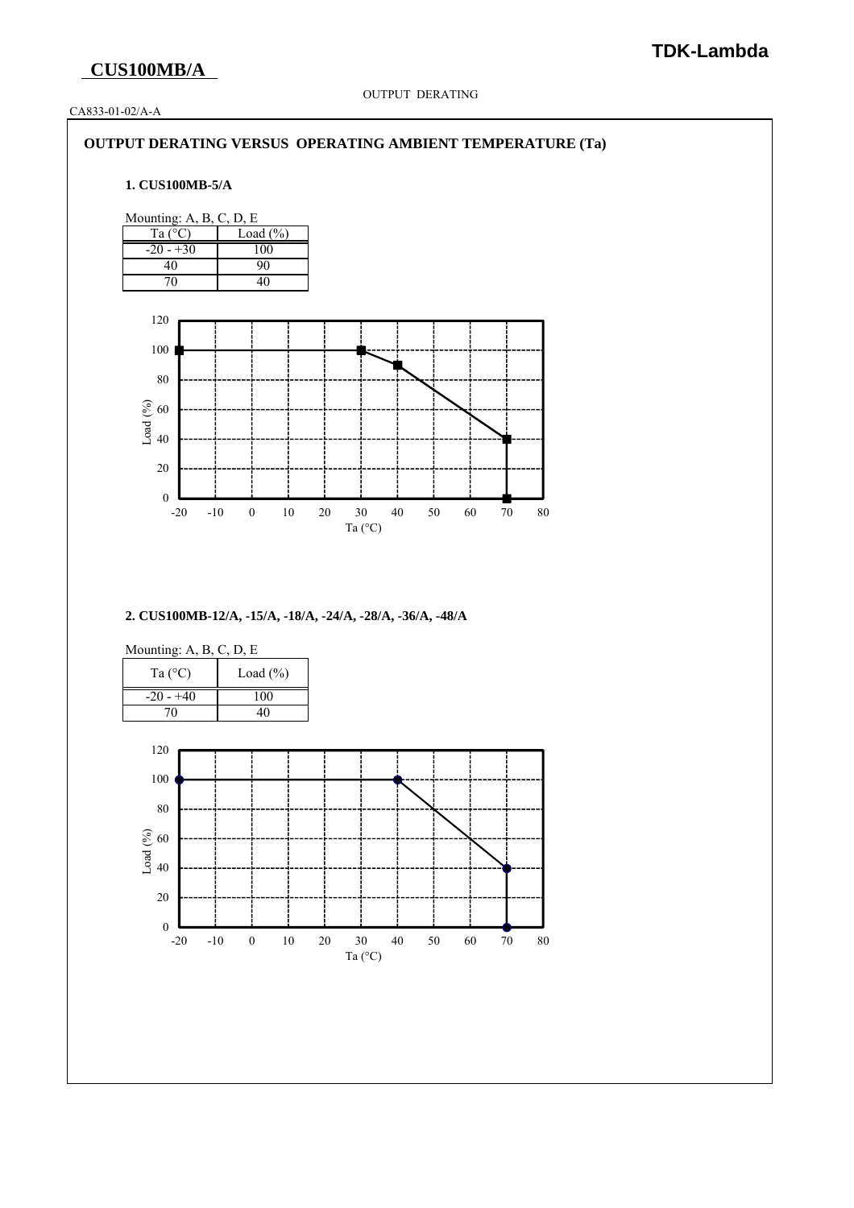## CUS100MB/A

OUTPUT DERATING

CA833-01-02/A-A

### OUTPUT DERATING VERSUS OPERATING AMBIENT TEMPERATURE (Ta)

**1. CUS100MB-5/A**

Mounting: A, B, C, D, E

| Ta (°C) | Load (%) |
|---|---|
| -20 - +30 | 100 |
| 40 | 90 |
| 70 | 40 |

**2. CUS100MB-12/A, -15/A, -18/A, -24/A, -28/A, -36/A, -48/A**

Mounting: A, B, C, D, E

| Ta (°C) | Load (%) |
|---|---|
| -20 - +40 | 100 |
| 70 | 40 |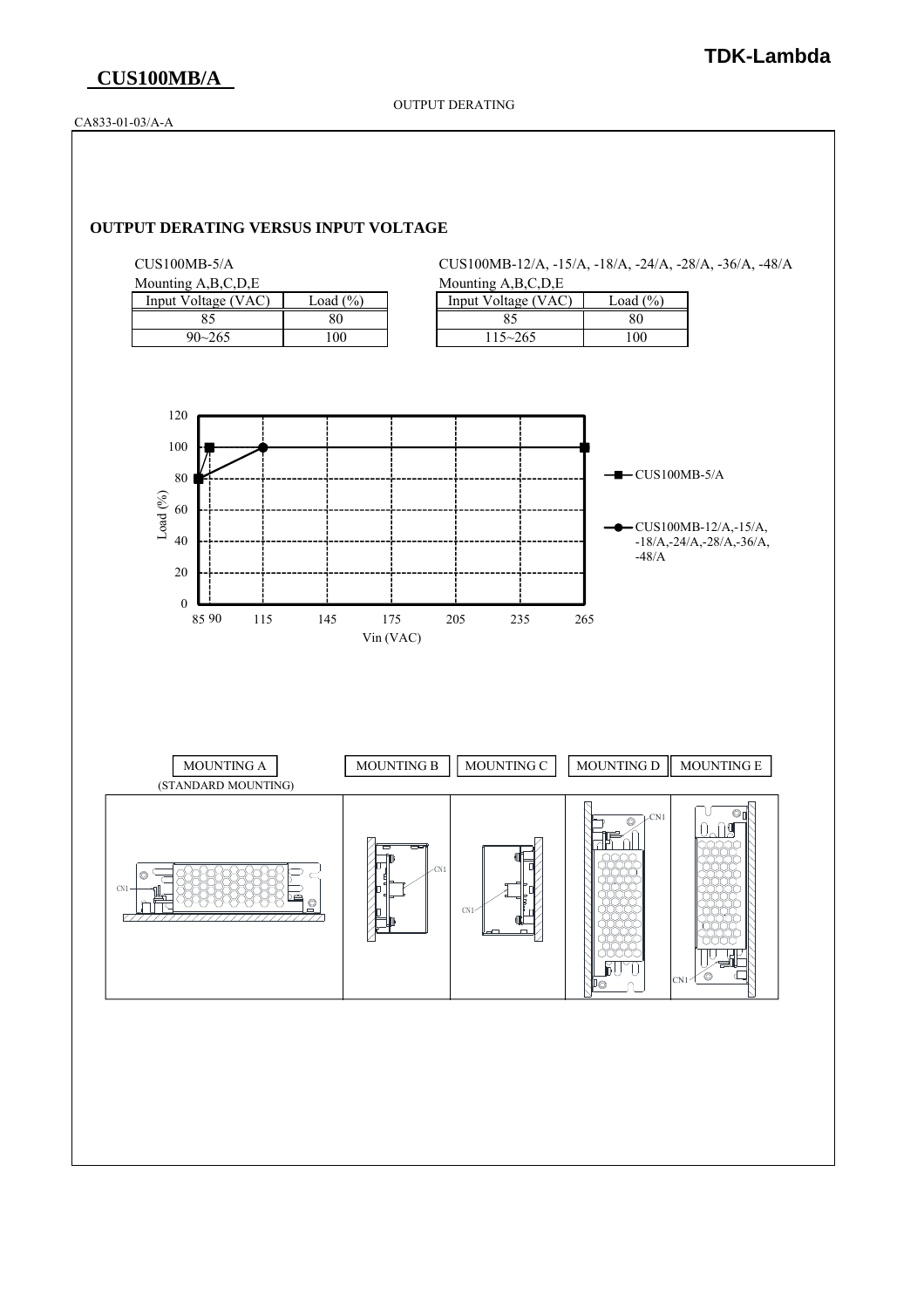**CUS100MB/A**

OUTPUT DERATING

CA833-01-03/A-A

## OUTPUT DERATING VERSUS INPUT VOLTAGE

CUS100MB-5/A

Mounting A,B,C,D,E

| Input Voltage (VAC) | Load (%) |
|---|---|
| 85 | 80 |
| 90~265 | 100 |

CUS100MB-12/A, -15/A, -18/A, -24/A, -28/A, -36/A, -48/A

Mounting A,B,C,D,E

| Input Voltage (VAC) | Load (%) |
|---|---|
| 85 | 80 |
| 115~265 | 100 |

Load (%)

120
100
80
60
40
20
0

85 90 115 145 175 205 235 265

Vin (VAC)

CUS100MB-5/A

CUS100MB-12/A,-15/A, -18/A,-24/A,-28/A,-36/A, -48/A

MOUNTING A (STANDARD MOUNTING)

MOUNTING B

MOUNTING C

MOUNTING D

MOUNTING E

CN1